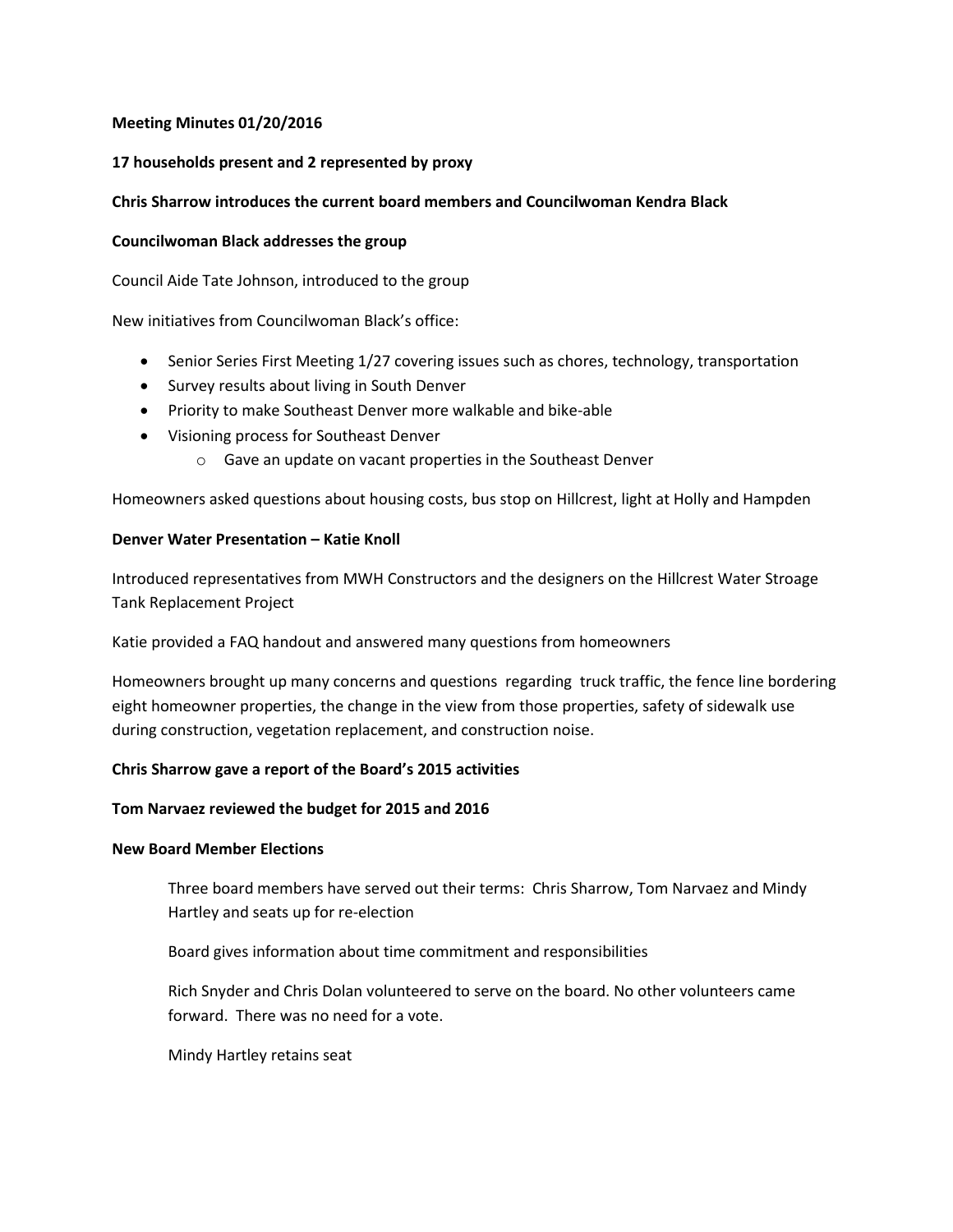**Meeting Minutes 01/20/2016**

**17 households present and 2 represented by proxy**

**Chris Sharrow introduces the current board members and Councilwoman Kendra Black**

**Councilwoman Black addresses the group**

Council Aide Tate Johnson, introduced to the group

New initiatives from Councilwoman Black's office:

- Senior Series First Meeting 1/27 covering issues such as chores, technology, transportation
- Survey results about living in South Denver
- Priority to make Southeast Denver more walkable and bike-able
- Visioning process for Southeast Denver
    - Gave an update on vacant properties in the Southeast Denver

Homeowners asked questions about housing costs, bus stop on Hillcrest, light at Holly and Hampden

**Denver Water Presentation – Katie Knoll**

Introduced representatives from MWH Constructors and the designers on the Hillcrest Water Stroage Tank Replacement Project

Katie provided a FAQ handout and answered many questions from homeowners

Homeowners brought up many concerns and questions regarding truck traffic, the fence line bordering eight homeowner properties, the change in the view from those properties, safety of sidewalk use during construction, vegetation replacement, and construction noise.

**Chris Sharrow gave a report of the Board's 2015 activities**

**Tom Narvaez reviewed the budget for 2015 and 2016**

**New Board Member Elections**

Three board members have served out their terms: Chris Sharrow, Tom Narvaez and Mindy Hartley and seats up for re-election

Board gives information about time commitment and responsibilities

Rich Snyder and Chris Dolan volunteered to serve on the board. No other volunteers came forward. There was no need for a vote.

Mindy Hartley retains seat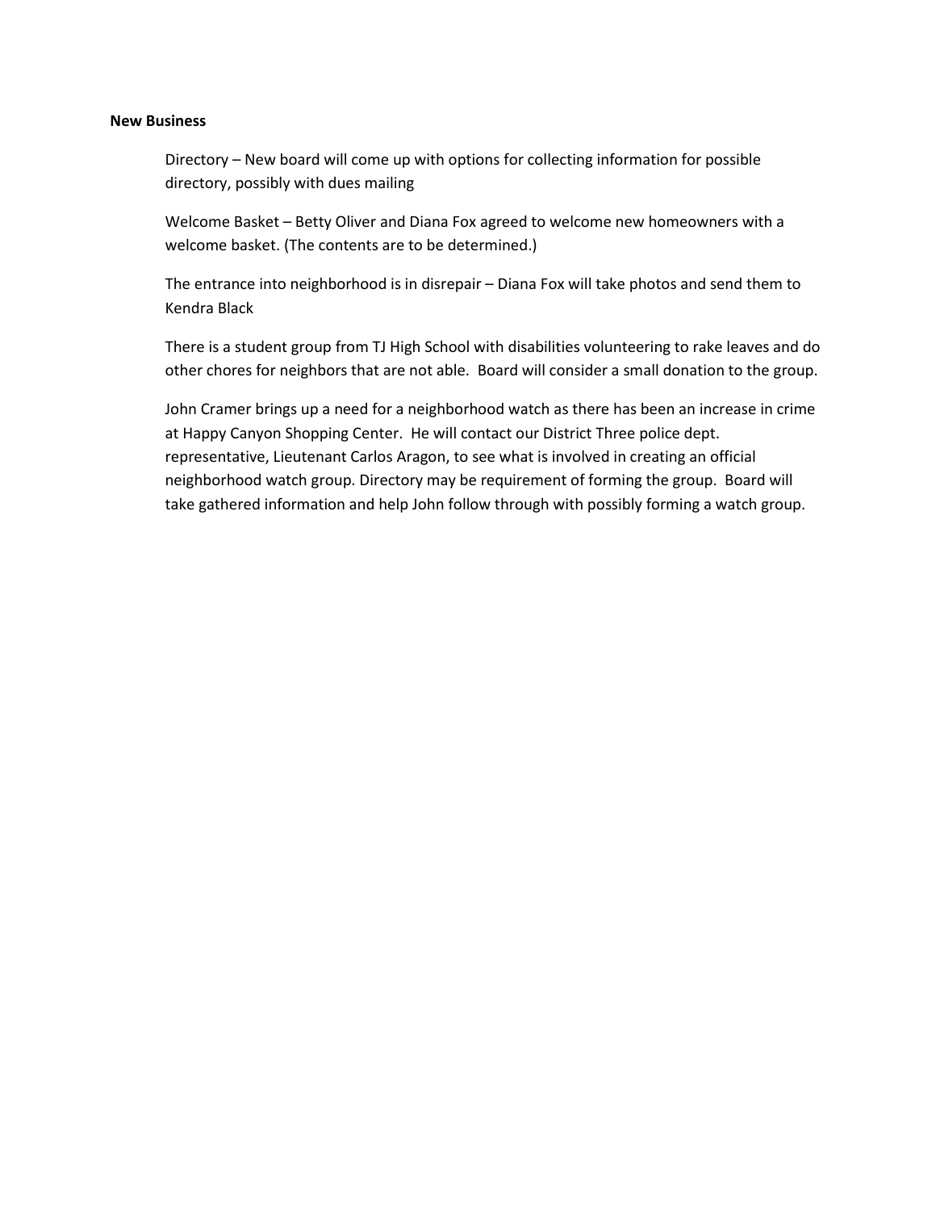**New Business**

Directory – New board will come up with options for collecting information for possible directory, possibly with dues mailing

Welcome Basket – Betty Oliver and Diana Fox agreed to welcome new homeowners with a welcome basket. (The contents are to be determined.)

The entrance into neighborhood is in disrepair – Diana Fox will take photos and send them to Kendra Black

There is a student group from TJ High School with disabilities volunteering to rake leaves and do other chores for neighbors that are not able. Board will consider a small donation to the group.

John Cramer brings up a need for a neighborhood watch as there has been an increase in crime at Happy Canyon Shopping Center. He will contact our District Three police dept. representative, Lieutenant Carlos Aragon, to see what is involved in creating an official neighborhood watch group. Directory may be requirement of forming the group. Board will take gathered information and help John follow through with possibly forming a watch group.